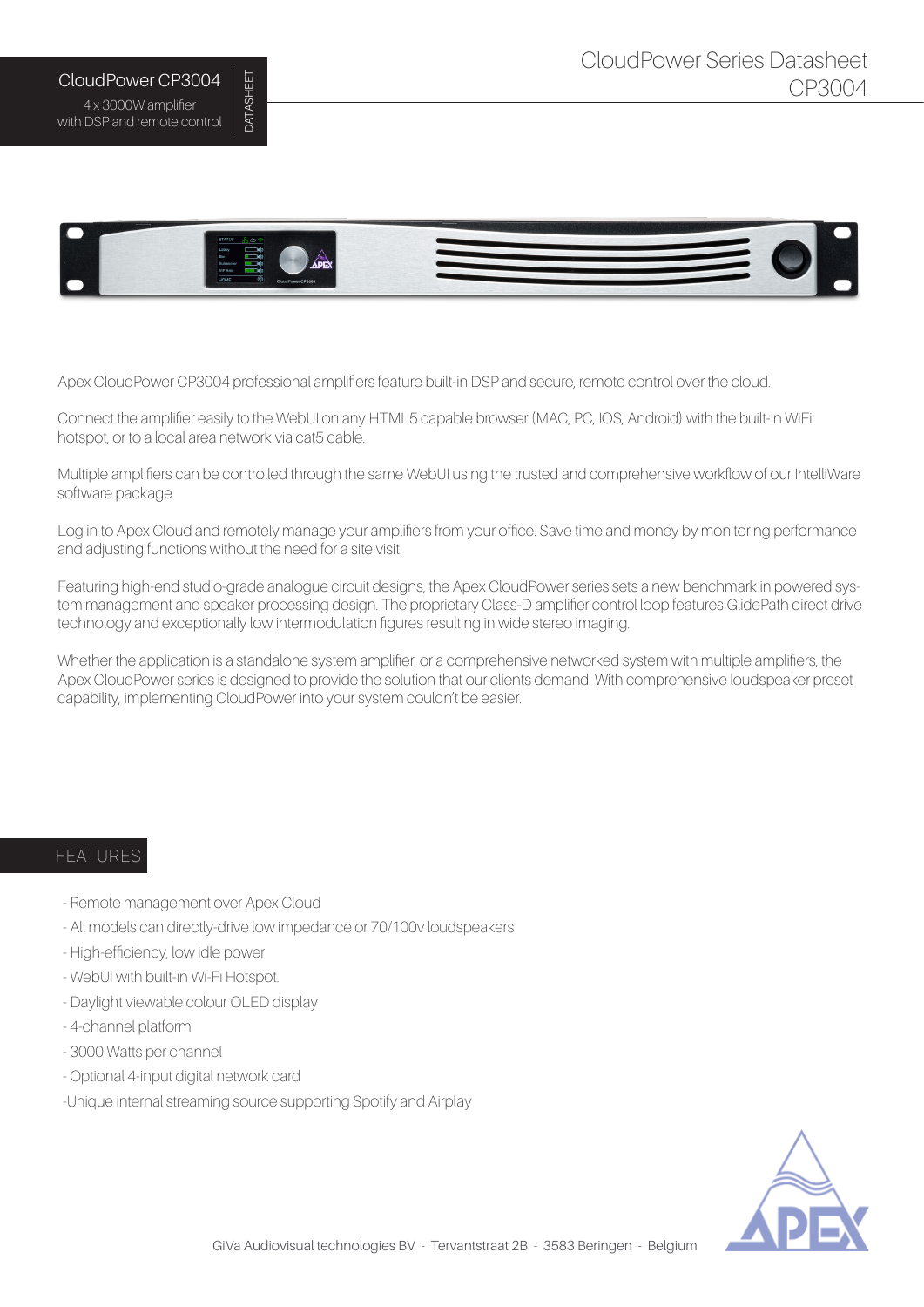# CloudPower CP3004

4 x 3000W amplifier
with DSP and remote control

DATASHEET

CloudPower Series Datasheet
CP3004

Apex CloudPower CP3004 professional amplifiers feature built-in DSP and secure, remote control over the cloud.

Connect the amplifier easily to the WebUI on any HTML5 capable browser (MAC, PC, IOS, Android) with the built-in WiFi hotspot, or to a local area network via cat5 cable.

Multiple amplifiers can be controlled through the same WebUI using the trusted and comprehensive workflow of our IntelliWare software package.

Log in to Apex Cloud and remotely manage your amplifiers from your office. Save time and money by monitoring performance and adjusting functions without the need for a site visit.

Featuring high-end studio-grade analogue circuit designs, the Apex CloudPower series sets a new benchmark in powered system management and speaker processing design. The proprietary Class-D amplifier control loop features GlidePath direct drive technology and exceptionally low intermodulation figures resulting in wide stereo imaging.

Whether the application is a standalone system amplifier, or a comprehensive networked system with multiple amplifiers, the Apex CloudPower series is designed to provide the solution that our clients demand. With comprehensive loudspeaker preset capability, implementing CloudPower into your system couldn't be easier.

## FEATURES

- Remote management over Apex Cloud
- All models can directly-drive low impedance or 70/100v loudspeakers
- High-efficiency, low idle power
- WebUI with built-in Wi-Fi Hotspot.
- Daylight viewable colour OLED display
- 4-channel platform
- 3000 Watts per channel
- Optional 4-input digital network card
- Unique internal streaming source supporting Spotify and Airplay

GiVa Audiovisual technologies BV - Tervantstraat 2B - 3583 Beringen - Belgium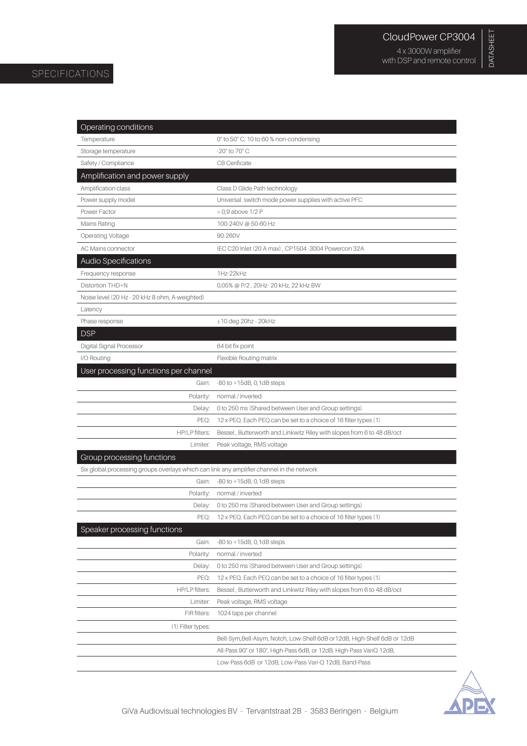# SPECIFICATIONS

CloudPower CP3004

4 x 3000W amplifier with DSP and remote control

DATASHEET

| Operating conditions | |
|---|---|
| Temperature | 0° to 50° C, 10 to 60 % non-condensing |
| Storage temperature | -20° to 70° C |
| Safety / Compliance | CB Cerificate |
| **Amplification and power supply** | |
| Amplification class | Class D Glide Path technology |
| Power supply model | Universal switch mode power supplies with active PFC |
| Power Factor | > 0,9 above 1/2 P |
| Mains Rating | 100-240V @ 50-60 Hz |
| Operating Voltage | 90-260V |
| AC Mains connector | IEC C20 Inlet (20 A max) , CP1504 -3004 Powercon 32A |
| **Audio Specifications** | |
| Frequency response | 1Hz-22kHz |
| Distortion THD+N | 0,05% @ P/2 , 20Hz- 20 kHz, 22 kHz BW |
| Noise level (20 Hz - 20 kHz 8 ohm, A-weighted) | |
| Latency | |
| Phase response | ±10 deg 20hz - 20kHz |
| **DSP** | |
| Digital Signal Processor | 64 bit fix point |
| I/O Routing | Flexible Routing matrix |
| **User processing functions per channel** | |
| Gain: | -80 to +15dB, 0,1dB steps |
| Polarity: | normal / inverted |
| Delay: | 0 to 250 ms (Shared between User and Group settings) |
| PEQ: | 12 x PEQ. Each PEQ can be set to a choice of 16 filter types (1) |
| HP/LP filters: | Bessel , Butterworth and Linkwitz Riley with slopes from 6 to 48 dB/oct |
| Limiter: | Peak voltage, RMS voltage |
| **Group processing functions** | |
| Six global processing groups overlays which can link any amplifier channel in the network | |
| Gain: | -80 to +15dB, 0,1dB steps |
| Polarity: | normal / inverted |
| Delay: | 0 to 250 ms (Shared between User and Group settings) |
| PEQ: | 12 x PEQ. Each PEQ can be set to a choice of 16 filter types (1) |
| **Speaker processing functions** | |
| Gain: | -80 to +15dB, 0,1dB steps |
| Polarity: | normal / inverted |
| Delay: | 0 to 250 ms (Shared between User and Group settings) |
| PEQ: | 12 x PEQ. Each PEQ can be set to a choice of 16 filter types (1) |
| HP/LP filters: | Bessel , Butterworth and Linkwitz Riley with slopes from 6 to 48 dB/oct |
| Limiter: | Peak voltage, RMS voltage |
| FIR filters: | 1024 taps per channel |
| (1) Filter types: | |
| | Bell-Sym,Bell-Asym, Notch, Low-Shelf 6dB or12dB, High-Shelf 6dB or 12dB |
| | All-Pass 90° or 180°, High-Pass 6dB, or 12dB, High-Pass VariQ 12dB, |
| | Low-Pass 6dB or 12dB, Low-Pass Vari-Q 12dB, Band-Pass |

GiVa Audiovisual technologies BV - Tervantstraat 2B - 3583 Beringen - Belgium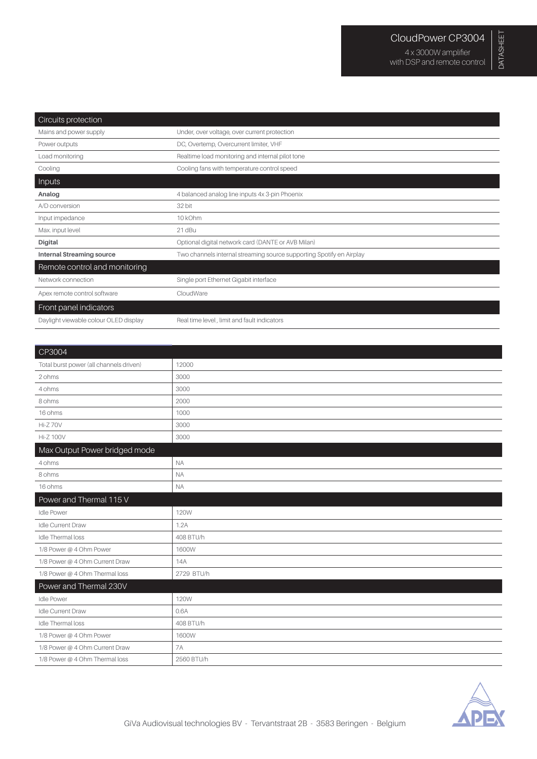| Circuits protection | |
|---|---|
| Mains and power supply | Under, over voltage, over current protection |
| Power outputs | DC, Overtemp, Overcurrent limiter, VHF |
| Load monitoring | Realtime load monitoring and internal pilot tone |
| Cooling | Cooling fans with temperature control speed |
| **Inputs** | |
| **Analog** | 4 balanced analog line inputs 4x 3-pin Phoenix |
| A/D conversion | 32 bit |
| Input impedance | 10 kOhm |
| Max. input level | 21 dBu |
| **Digital** | Optional digital network card (DANTE or AVB Milan) |
| **Internal Streaming source** | Two channels internal streaming source supporting Spotify en Airplay |
| **Remote control and monitoring** | |
| Network connection | Single port Ethernet Gigabit interface |
| Apex remote control software | CloudWare |
| **Front panel indicators** | |
| Daylight viewable colour OLED display | Real time level , limit and fault indicators |

| CP3004 | |
|---|---|
| Total burst power (all channels driven) | 12000 |
| 2 ohms | 3000 |
| 4 ohms | 3000 |
| 8 ohms | 2000 |
| 16 ohms | 1000 |
| Hi-Z 70V | 3000 |
| Hi-Z 100V | 3000 |
| **Max Output Power bridged mode** | |
| 4 ohms | NA |
| 8 ohms | NA |
| 16 ohms | NA |
| **Power and Thermal 115 V** | |
| Idle Power | 120W |
| Idle Current Draw | 1.2A |
| Idle Thermal loss | 408 BTU/h |
| 1/8 Power @ 4 Ohm Power | 1600W |
| 1/8 Power @ 4 Ohm Current Draw | 14A |
| 1/8 Power @ 4 Ohm Thermal loss | 2729 BTU/h |
| **Power and Thermal 230V** | |
| Idle Power | 120W |
| Idle Current Draw | 0.6A |
| Idle Thermal loss | 408 BTU/h |
| 1/8 Power @ 4 Ohm Power | 1600W |
| 1/8 Power @ 4 Ohm Current Draw | 7A |
| 1/8 Power @ 4 Ohm Thermal loss | 2560 BTU/h |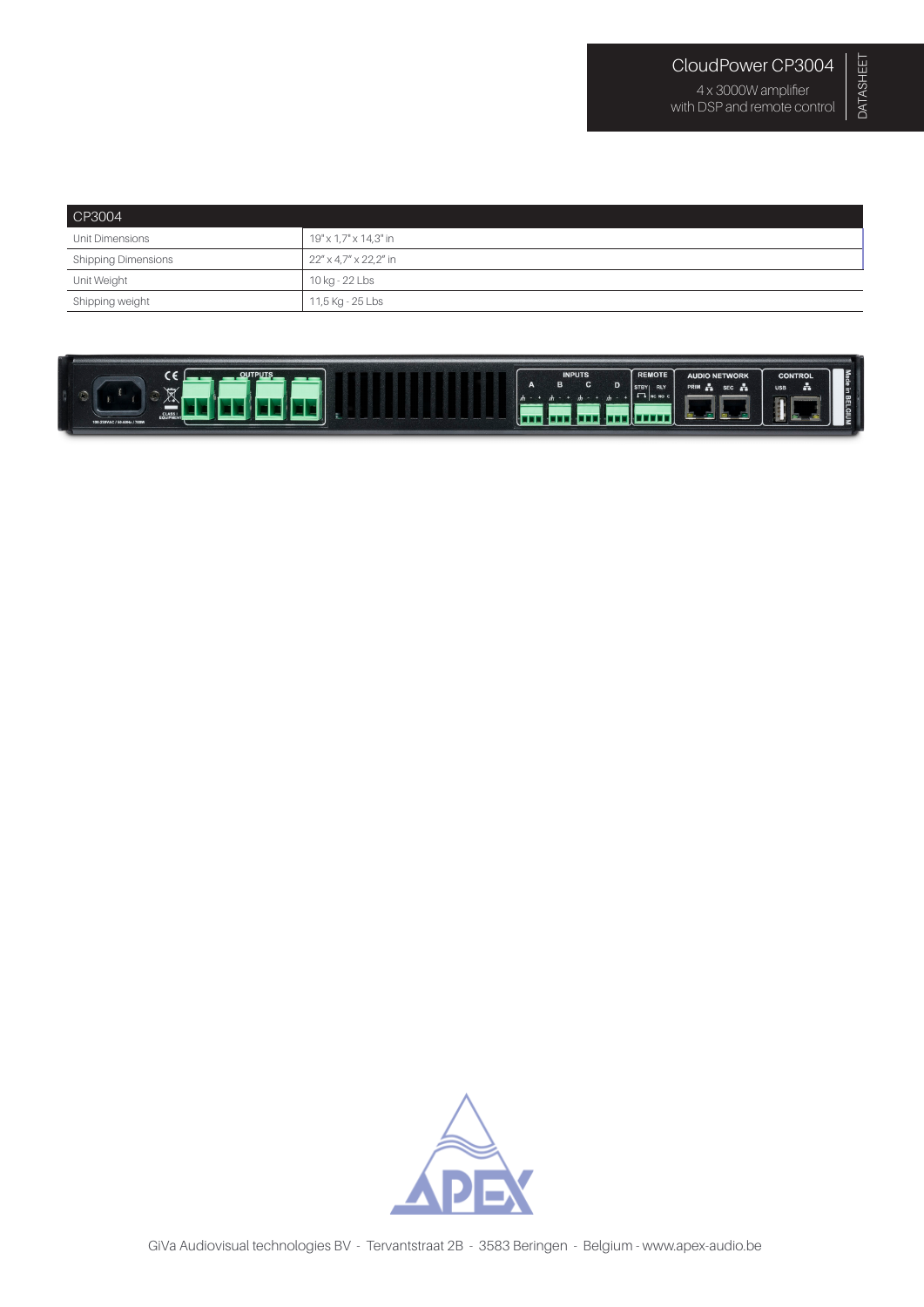| CP3004 | |
| --- | --- |
| Unit Dimensions | 19" x 1,7" x 14,3" in |
| Shipping Dimensions | 22" x 4,7" x 22,2" in |
| Unit Weight | 10 kg - 22 Lbs |
| Shipping weight | 11,5 Kg - 25 Lbs |

GiVa Audiovisual technologies BV - Tervantstraat 2B - 3583 Beringen - Belgium - www.apex-audio.be